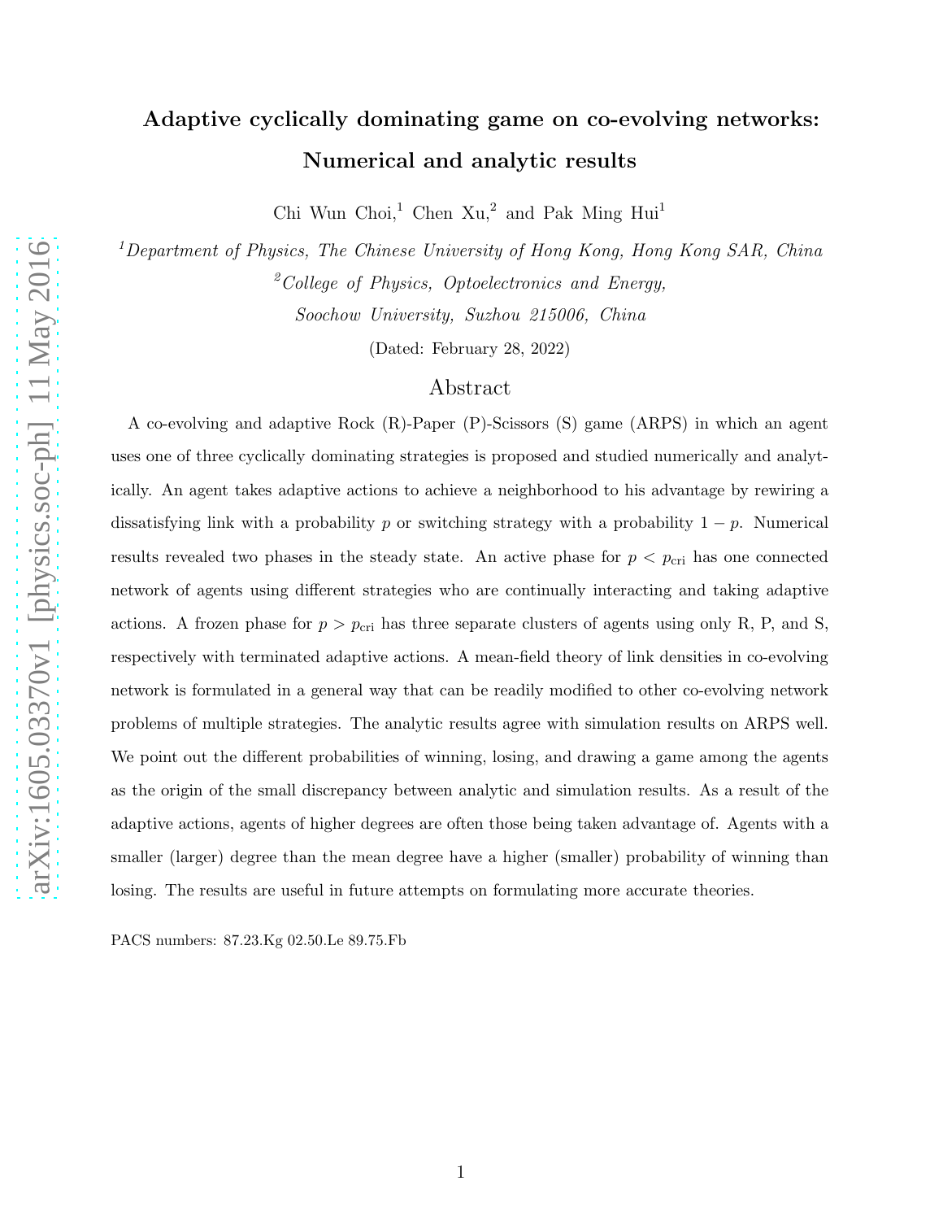# Adaptive cyclically dominating game on co-evolving networks: Numerical and analytic results

Chi Wun Choi,[1] Chen Xu,[2] and Pak Ming Hui[1]

[1] *Department of Physics, The Chinese University of Hong Kong, Hong Kong SAR, China*

[2] *College of Physics, Optoelectronics and Energy, Soochow University, Suzhou 215006, China*

(Dated: February 28, 2022)

## Abstract

A co-evolving and adaptive Rock (R)-Paper (P)-Scissors (S) game (ARPS) in which an agent uses one of three cyclically dominating strategies is proposed and studied numerically and analytically. An agent takes adaptive actions to achieve a neighborhood to his advantage by rewiring a dissatisfying link with a probability $p$ or switching strategy with a probability $1 - p$. Numerical results revealed two phases in the steady state. An active phase for $p < p_{\rm cri}$ has one connected network of agents using different strategies who are continually interacting and taking adaptive actions. A frozen phase for $p > p_{\rm cri}$ has three separate clusters of agents using only R, P, and S, respectively with terminated adaptive actions. A mean-field theory of link densities in co-evolving network is formulated in a general way that can be readily modified to other co-evolving network problems of multiple strategies. The analytic results agree with simulation results on ARPS well. We point out the different probabilities of winning, losing, and drawing a game among the agents as the origin of the small discrepancy between analytic and simulation results. As a result of the adaptive actions, agents of higher degrees are often those being taken advantage of. Agents with a smaller (larger) degree than the mean degree have a higher (smaller) probability of winning than losing. The results are useful in future attempts on formulating more accurate theories.

PACS numbers: 87.23.Kg 02.50.Le 89.75.Fb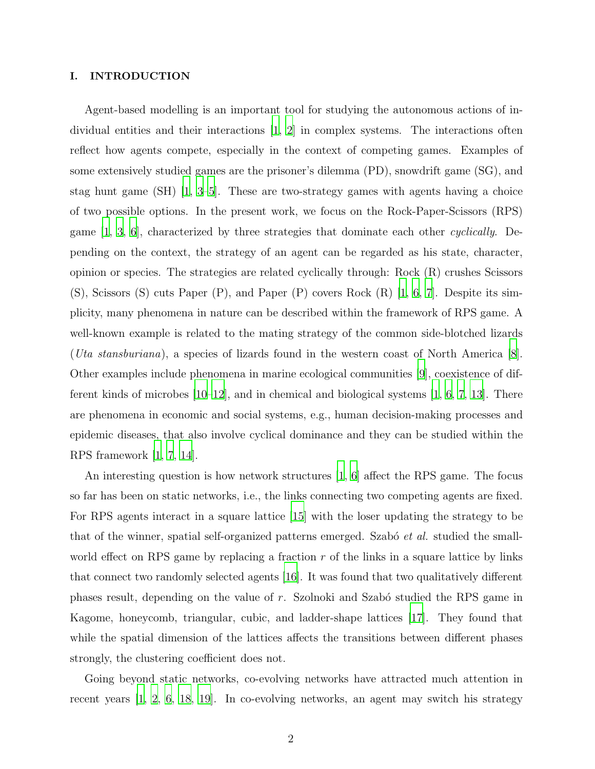## I. INTRODUCTION

Agent-based modelling is an important tool for studying the autonomous actions of individual entities and their interactions [1, 2] in complex systems. The interactions often reflect how agents compete, especially in the context of competing games. Examples of some extensively studied games are the prisoner's dilemma (PD), snowdrift game (SG), and stag hunt game (SH) [1, 3–5]. These are two-strategy games with agents having a choice of two possible options. In the present work, we focus on the Rock-Paper-Scissors (RPS) game [1, 3, 6], characterized by three strategies that dominate each other *cyclically*. Depending on the context, the strategy of an agent can be regarded as his state, character, opinion or species. The strategies are related cyclically through: Rock (R) crushes Scissors (S), Scissors (S) cuts Paper (P), and Paper (P) covers Rock (R) [1, 6, 7]. Despite its simplicity, many phenomena in nature can be described within the framework of RPS game. A well-known example is related to the mating strategy of the common side-blotched lizards (*Uta stansburiana*), a species of lizards found in the western coast of North America [8]. Other examples include phenomena in marine ecological communities [9], coexistence of different kinds of microbes [10–12], and in chemical and biological systems [1, 6, 7, 13]. There are phenomena in economic and social systems, e.g., human decision-making processes and epidemic diseases, that also involve cyclical dominance and they can be studied within the RPS framework [1, 7, 14].

An interesting question is how network structures [1, 6] affect the RPS game. The focus so far has been on static networks, i.e., the links connecting two competing agents are fixed. For RPS agents interact in a square lattice [15] with the loser updating the strategy to be that of the winner, spatial self-organized patterns emerged. Szabó *et al.* studied the small-world effect on RPS game by replacing a fraction $r$ of the links in a square lattice by links that connect two randomly selected agents [16]. It was found that two qualitatively different phases result, depending on the value of $r$. Szolnoki and Szabó studied the RPS game in Kagome, honeycomb, triangular, cubic, and ladder-shape lattices [17]. They found that while the spatial dimension of the lattices affects the transitions between different phases strongly, the clustering coefficient does not.

Going beyond static networks, co-evolving networks have attracted much attention in recent years [1, 2, 6, 18, 19]. In co-evolving networks, an agent may switch his strategy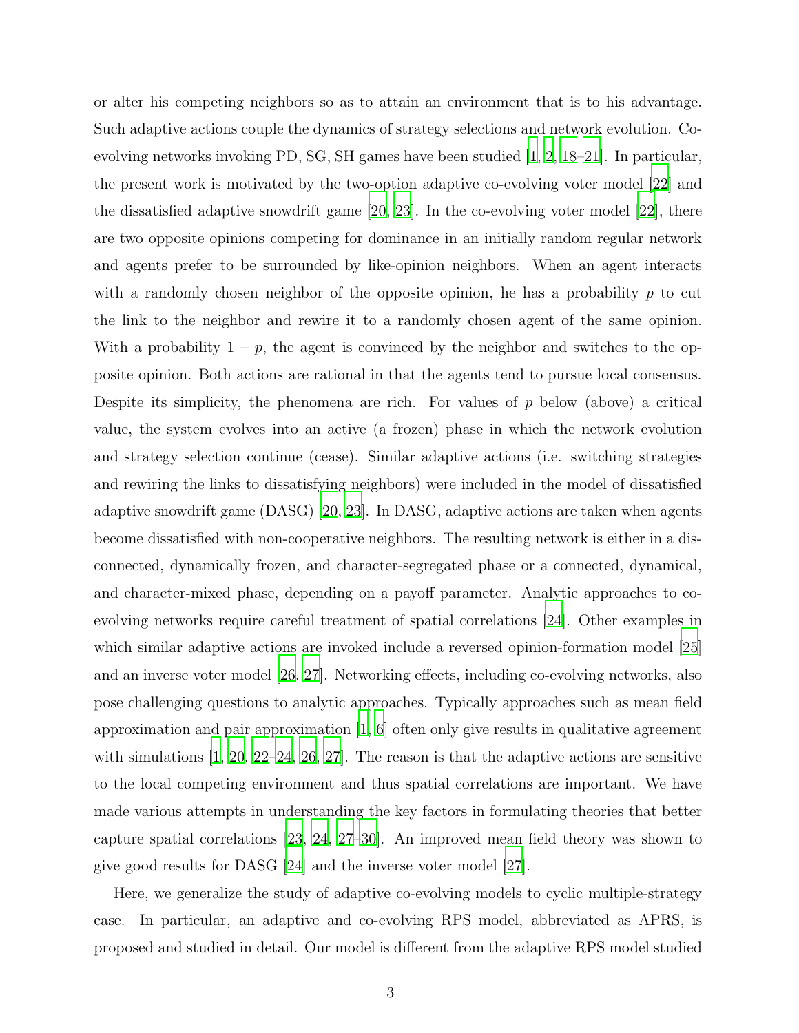or alter his competing neighbors so as to attain an environment that is to his advantage. Such adaptive actions couple the dynamics of strategy selections and network evolution. Co-evolving networks invoking PD, SG, SH games have been studied [1, 2, 18–21]. In particular, the present work is motivated by the two-option adaptive co-evolving voter model [22] and the dissatisfied adaptive snowdrift game [20, 23]. In the co-evolving voter model [22], there are two opposite opinions competing for dominance in an initially random regular network and agents prefer to be surrounded by like-opinion neighbors. When an agent interacts with a randomly chosen neighbor of the opposite opinion, he has a probability $p$ to cut the link to the neighbor and rewire it to a randomly chosen agent of the same opinion. With a probability $1 - p$, the agent is convinced by the neighbor and switches to the opposite opinion. Both actions are rational in that the agents tend to pursue local consensus. Despite its simplicity, the phenomena are rich. For values of $p$ below (above) a critical value, the system evolves into an active (a frozen) phase in which the network evolution and strategy selection continue (cease). Similar adaptive actions (i.e. switching strategies and rewiring the links to dissatisfying neighbors) were included in the model of dissatisfied adaptive snowdrift game (DASG) [20, 23]. In DASG, adaptive actions are taken when agents become dissatisfied with non-cooperative neighbors. The resulting network is either in a disconnected, dynamically frozen, and character-segregated phase or a connected, dynamical, and character-mixed phase, depending on a payoff parameter. Analytic approaches to co-evolving networks require careful treatment of spatial correlations [24]. Other examples in which similar adaptive actions are invoked include a reversed opinion-formation model [25] and an inverse voter model [26, 27]. Networking effects, including co-evolving networks, also pose challenging questions to analytic approaches. Typically approaches such as mean field approximation and pair approximation [1, 6] often only give results in qualitative agreement with simulations [1, 20, 22–24, 26, 27]. The reason is that the adaptive actions are sensitive to the local competing environment and thus spatial correlations are important. We have made various attempts in understanding the key factors in formulating theories that better capture spatial correlations [23, 24, 27–30]. An improved mean field theory was shown to give good results for DASG [24] and the inverse voter model [27].

Here, we generalize the study of adaptive co-evolving models to cyclic multiple-strategy case. In particular, an adaptive and co-evolving RPS model, abbreviated as APRS, is proposed and studied in detail. Our model is different from the adaptive RPS model studied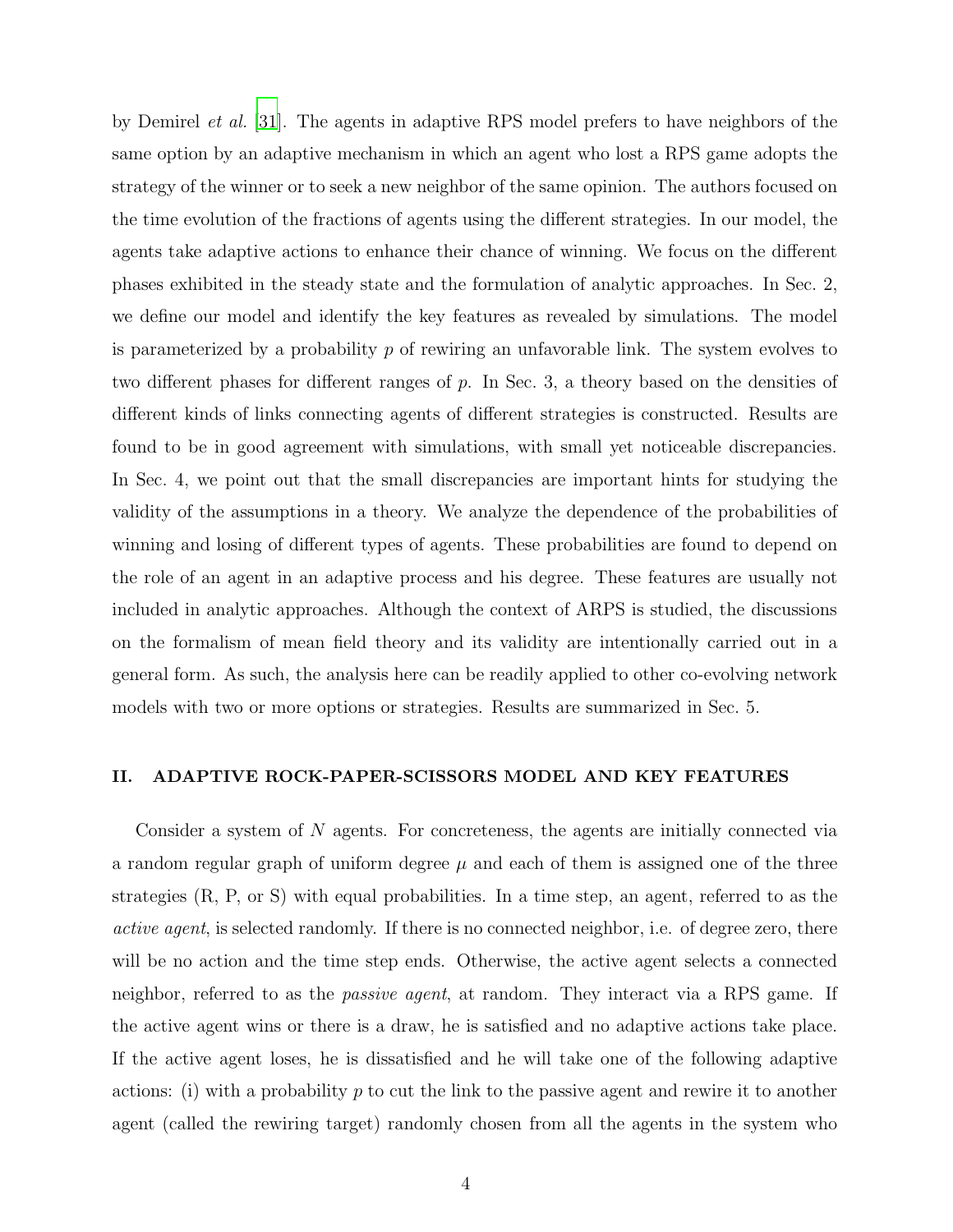by Demirel *et al.* [31]. The agents in adaptive RPS model prefers to have neighbors of the same option by an adaptive mechanism in which an agent who lost a RPS game adopts the strategy of the winner or to seek a new neighbor of the same opinion. The authors focused on the time evolution of the fractions of agents using the different strategies. In our model, the agents take adaptive actions to enhance their chance of winning. We focus on the different phases exhibited in the steady state and the formulation of analytic approaches. In Sec. 2, we define our model and identify the key features as revealed by simulations. The model is parameterized by a probability $p$ of rewiring an unfavorable link. The system evolves to two different phases for different ranges of $p$. In Sec. 3, a theory based on the densities of different kinds of links connecting agents of different strategies is constructed. Results are found to be in good agreement with simulations, with small yet noticeable discrepancies. In Sec. 4, we point out that the small discrepancies are important hints for studying the validity of the assumptions in a theory. We analyze the dependence of the probabilities of winning and losing of different types of agents. These probabilities are found to depend on the role of an agent in an adaptive process and his degree. These features are usually not included in analytic approaches. Although the context of ARPS is studied, the discussions on the formalism of mean field theory and its validity are intentionally carried out in a general form. As such, the analysis here can be readily applied to other co-evolving network models with two or more options or strategies. Results are summarized in Sec. 5.

## II. ADAPTIVE ROCK-PAPER-SCISSORS MODEL AND KEY FEATURES

Consider a system of $N$ agents. For concreteness, the agents are initially connected via a random regular graph of uniform degree $\mu$ and each of them is assigned one of the three strategies (R, P, or S) with equal probabilities. In a time step, an agent, referred to as the *active agent*, is selected randomly. If there is no connected neighbor, i.e. of degree zero, there will be no action and the time step ends. Otherwise, the active agent selects a connected neighbor, referred to as the *passive agent*, at random. They interact via a RPS game. If the active agent wins or there is a draw, he is satisfied and no adaptive actions take place. If the active agent loses, he is dissatisfied and he will take one of the following adaptive actions: (i) with a probability $p$ to cut the link to the passive agent and rewire it to another agent (called the rewiring target) randomly chosen from all the agents in the system who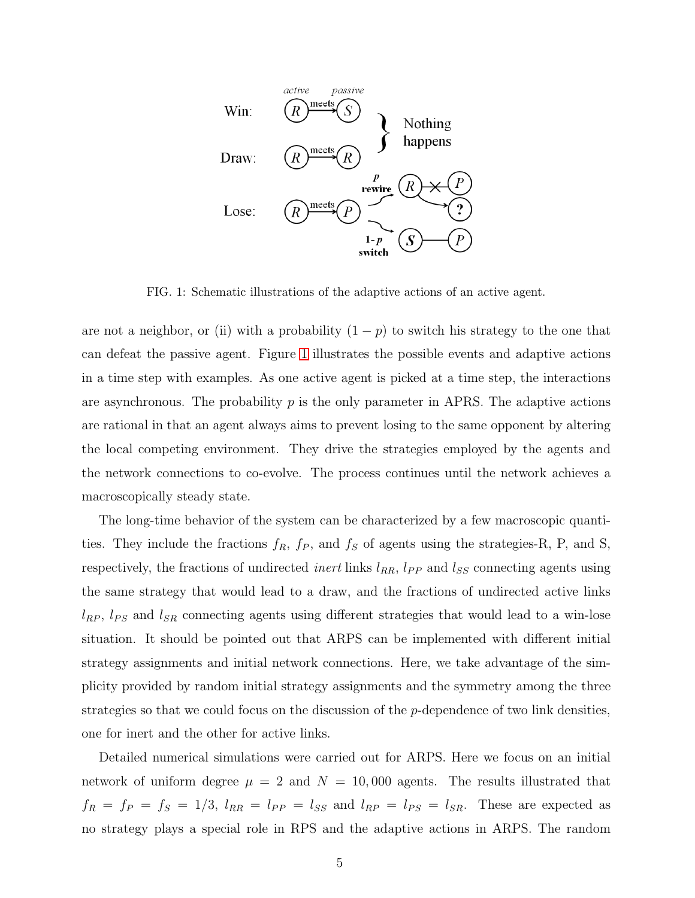FIG. 1: Schematic illustrations of the adaptive actions of an active agent.

are not a neighbor, or (ii) with a probability $(1-p)$ to switch his strategy to the one that can defeat the passive agent. Figure 1 illustrates the possible events and adaptive actions in a time step with examples. As one active agent is picked at a time step, the interactions are asynchronous. The probability $p$ is the only parameter in APRS. The adaptive actions are rational in that an agent always aims to prevent losing to the same opponent by altering the local competing environment. They drive the strategies employed by the agents and the network connections to co-evolve. The process continues until the network achieves a macroscopically steady state.

The long-time behavior of the system can be characterized by a few macroscopic quantities. They include the fractions $f_R$, $f_P$, and $f_S$ of agents using the strategies-R, P, and S, respectively, the fractions of undirected *inert* links $l_{RR}$, $l_{PP}$ and $l_{SS}$ connecting agents using the same strategy that would lead to a draw, and the fractions of undirected active links $l_{RP}$, $l_{PS}$ and $l_{SR}$ connecting agents using different strategies that would lead to a win-lose situation. It should be pointed out that ARPS can be implemented with different initial strategy assignments and initial network connections. Here, we take advantage of the simplicity provided by random initial strategy assignments and the symmetry among the three strategies so that we could focus on the discussion of the $p$-dependence of two link densities, one for inert and the other for active links.

Detailed numerical simulations were carried out for ARPS. Here we focus on an initial network of uniform degree $\mu = 2$ and $N = 10,000$ agents. The results illustrated that $f_R = f_P = f_S = 1/3$, $l_{RR} = l_{PP} = l_{SS}$ and $l_{RP} = l_{PS} = l_{SR}$. These are expected as no strategy plays a special role in RPS and the adaptive actions in ARPS. The random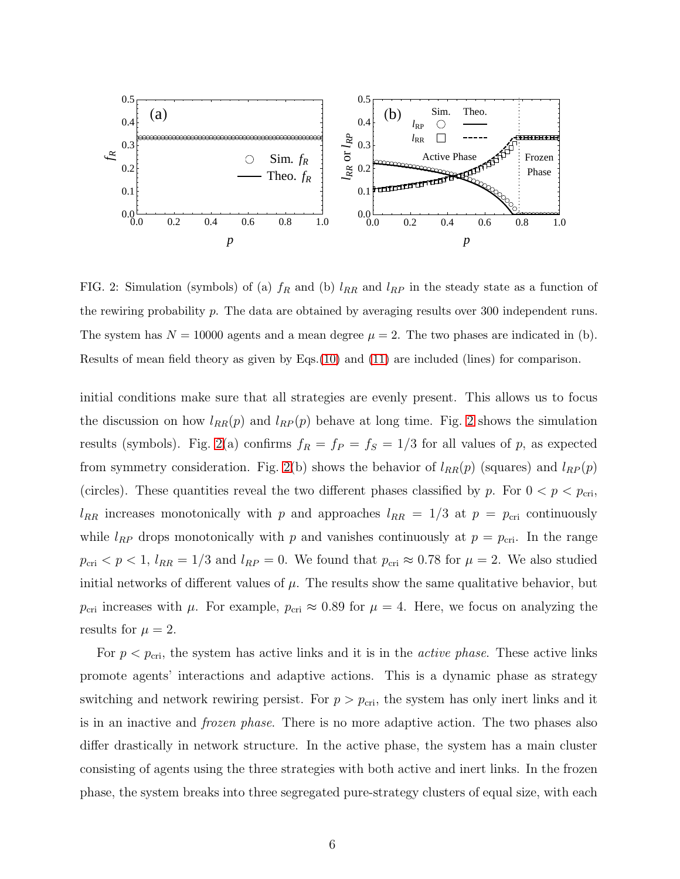FIG. 2: Simulation (symbols) of (a) $f_R$ and (b) $l_{RR}$ and $l_{RP}$ in the steady state as a function of the rewiring probability $p$. The data are obtained by averaging results over 300 independent runs. The system has $N = 10000$ agents and a mean degree $\mu = 2$. The two phases are indicated in (b). Results of mean field theory as given by Eqs.(10) and (11) are included (lines) for comparison.

initial conditions make sure that all strategies are evenly present. This allows us to focus the discussion on how $l_{RR}(p)$ and $l_{RP}(p)$ behave at long time. Fig. 2 shows the simulation results (symbols). Fig. 2(a) confirms $f_R = f_P = f_S = 1/3$ for all values of $p$, as expected from symmetry consideration. Fig. 2(b) shows the behavior of $l_{RR}(p)$ (squares) and $l_{RP}(p)$ (circles). These quantities reveal the two different phases classified by $p$. For $0 < p < p_{\rm cri}$, $l_{RR}$ increases monotonically with $p$ and approaches $l_{RR} = 1/3$ at $p = p_{\rm cri}$ continuously while $l_{RP}$ drops monotonically with $p$ and vanishes continuously at $p = p_{\rm cri}$. In the range $p_{\rm cri} < p < 1$, $l_{RR} = 1/3$ and $l_{RP} = 0$. We found that $p_{\rm cri} \approx 0.78$ for $\mu = 2$. We also studied initial networks of different values of $\mu$. The results show the same qualitative behavior, but $p_{\rm cri}$ increases with $\mu$. For example, $p_{\rm cri} \approx 0.89$ for $\mu = 4$. Here, we focus on analyzing the results for $\mu = 2$.

For $p < p_{\rm cri}$, the system has active links and it is in the *active phase*. These active links promote agents' interactions and adaptive actions. This is a dynamic phase as strategy switching and network rewiring persist. For $p > p_{\rm cri}$, the system has only inert links and it is in an inactive and *frozen phase*. There is no more adaptive action. The two phases also differ drastically in network structure. In the active phase, the system has a main cluster consisting of agents using the three strategies with both active and inert links. In the frozen phase, the system breaks into three segregated pure-strategy clusters of equal size, with each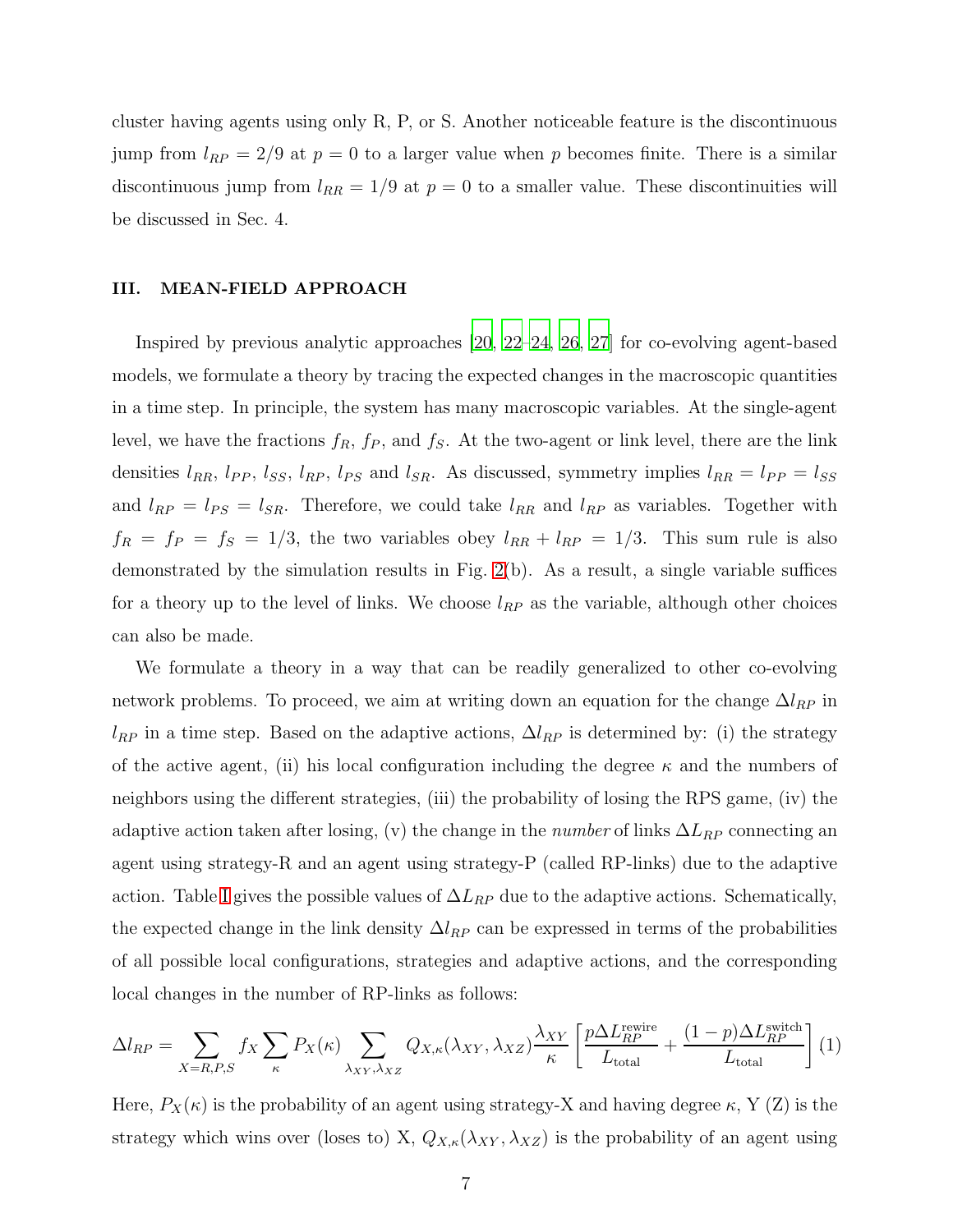cluster having agents using only R, P, or S. Another noticeable feature is the discontinuous jump from $l_{RP} = 2/9$ at $p = 0$ to a larger value when $p$ becomes finite. There is a similar discontinuous jump from $l_{RR} = 1/9$ at $p = 0$ to a smaller value. These discontinuities will be discussed in Sec. 4.

## III. MEAN-FIELD APPROACH

Inspired by previous analytic approaches [20, 22–24, 26, 27] for co-evolving agent-based models, we formulate a theory by tracing the expected changes in the macroscopic quantities in a time step. In principle, the system has many macroscopic variables. At the single-agent level, we have the fractions $f_R$, $f_P$, and $f_S$. At the two-agent or link level, there are the link densities $l_{RR}$, $l_{PP}$, $l_{SS}$, $l_{RP}$, $l_{PS}$ and $l_{SR}$. As discussed, symmetry implies $l_{RR} = l_{PP} = l_{SS}$ and $l_{RP} = l_{PS} = l_{SR}$. Therefore, we could take $l_{RR}$ and $l_{RP}$ as variables. Together with $f_R = f_P = f_S = 1/3$, the two variables obey $l_{RR} + l_{RP} = 1/3$. This sum rule is also demonstrated by the simulation results in Fig. 2(b). As a result, a single variable suffices for a theory up to the level of links. We choose $l_{RP}$ as the variable, although other choices can also be made.

We formulate a theory in a way that can be readily generalized to other co-evolving network problems. To proceed, we aim at writing down an equation for the change $\Delta l_{RP}$ in $l_{RP}$ in a time step. Based on the adaptive actions, $\Delta l_{RP}$ is determined by: (i) the strategy of the active agent, (ii) his local configuration including the degree $\kappa$ and the numbers of neighbors using the different strategies, (iii) the probability of losing the RPS game, (iv) the adaptive action taken after losing, (v) the change in the *number* of links $\Delta L_{RP}$ connecting an agent using strategy-R and an agent using strategy-P (called RP-links) due to the adaptive action. Table I gives the possible values of $\Delta L_{RP}$ due to the adaptive actions. Schematically, the expected change in the link density $\Delta l_{RP}$ can be expressed in terms of the probabilities of all possible local configurations, strategies and adaptive actions, and the corresponding local changes in the number of RP-links as follows:

$$\Delta l_{RP} = \sum_{X=R,P,S} f_X \sum_{\kappa} P_X(\kappa) \sum_{\lambda_{XY},\lambda_{XZ}} Q_{X,\kappa}(\lambda_{XY}, \lambda_{XZ}) \frac{\lambda_{XY}}{\kappa} \left[ \frac{p\Delta L_{RP}^{\text{rewire}}}{L_{\text{total}}} + \frac{(1-p)\Delta L_{RP}^{\text{switch}}}{L_{\text{total}}} \right] \quad (1)$$

Here, $P_X(\kappa)$ is the probability of an agent using strategy-X and having degree $\kappa$, Y (Z) is the strategy which wins over (loses to) X, $Q_{X,\kappa}(\lambda_{XY}, \lambda_{XZ})$ is the probability of an agent using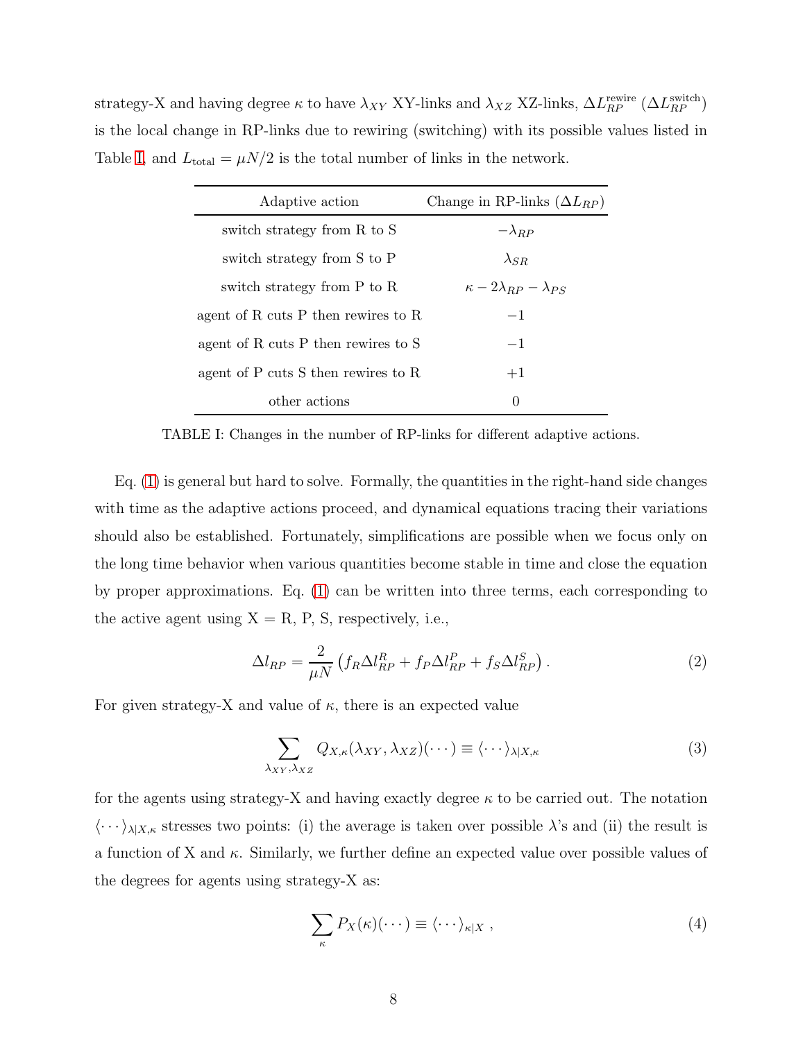strategy-X and having degree $\kappa$ to have $\lambda_{XY}$ XY-links and $\lambda_{XZ}$ XZ-links, $\Delta L_{RP}^{\text{rewire}}$ ($\Delta L_{RP}^{\text{switch}}$) is the local change in RP-links due to rewiring (switching) with its possible values listed in Table I, and $L_{\text{total}} = \mu N/2$ is the total number of links in the network.

| Adaptive action | Change in RP-links ($\Delta L_{RP}$) |
| --- | --- |
| switch strategy from R to S | $-\lambda_{RP}$ |
| switch strategy from S to P | $\lambda_{SR}$ |
| switch strategy from P to R | $\kappa - 2\lambda_{RP} - \lambda_{PS}$ |
| agent of R cuts P then rewires to R | $-1$ |
| agent of R cuts P then rewires to S | $-1$ |
| agent of P cuts S then rewires to R | $+1$ |
| other actions | $0$ |

TABLE I: Changes in the number of RP-links for different adaptive actions.

Eq. (1) is general but hard to solve. Formally, the quantities in the right-hand side changes with time as the adaptive actions proceed, and dynamical equations tracing their variations should also be established. Fortunately, simplifications are possible when we focus only on the long time behavior when various quantities become stable in time and close the equation by proper approximations. Eq. (1) can be written into three terms, each corresponding to the active agent using X = R, P, S, respectively, i.e.,

$$\Delta l_{RP} = \frac{2}{\mu N}\left(f_R \Delta l_{RP}^{R} + f_P \Delta l_{RP}^{P} + f_S \Delta l_{RP}^{S}\right). \tag{2}$$

For given strategy-X and value of $\kappa$, there is an expected value

$$\sum_{\lambda_{XY},\lambda_{XZ}} Q_{X,\kappa}(\lambda_{XY},\lambda_{XZ})(\cdots) \equiv \langle \cdots \rangle_{\lambda|X,\kappa} \tag{3}$$

for the agents using strategy-X and having exactly degree $\kappa$ to be carried out. The notation $\langle \cdots \rangle_{\lambda|X,\kappa}$ stresses two points: (i) the average is taken over possible $\lambda$'s and (ii) the result is a function of X and $\kappa$. Similarly, we further define an expected value over possible values of the degrees for agents using strategy-X as:

$$\sum_{\kappa} P_X(\kappa)(\cdots) \equiv \langle \cdots \rangle_{\kappa|X}\ , \tag{4}$$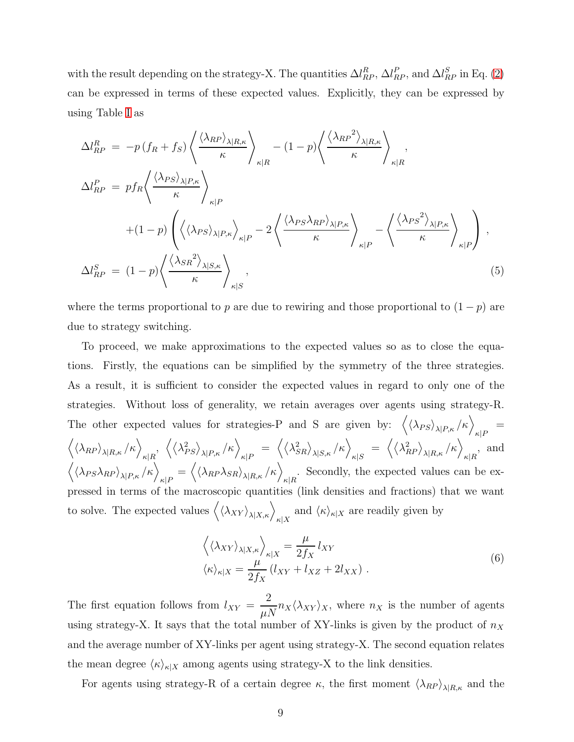with the result depending on the strategy-X. The quantities $\Delta l^R_{RP}$, $\Delta l^P_{RP}$, and $\Delta l^S_{RP}$ in Eq. (2) can be expressed in terms of these expected values. Explicitly, they can be expressed by using Table I as

$$
\begin{aligned}
\Delta l^R_{RP} &= -p\,(f_R + f_S)\left\langle \frac{\langle \lambda_{RP}\rangle_{\lambda|R,\kappa}}{\kappa}\right\rangle_{\kappa|R} - (1-p)\left\langle \frac{\langle {\lambda_{RP}}^2\rangle_{\lambda|R,\kappa}}{\kappa}\right\rangle_{\kappa|R}, \\
\Delta l^P_{RP} &= p f_R \left\langle \frac{\langle \lambda_{PS}\rangle_{\lambda|P,\kappa}}{\kappa}\right\rangle_{\kappa|P} \\
&\quad + (1-p)\left( \left\langle \langle \lambda_{PS}\rangle_{\lambda|P,\kappa}\right\rangle_{\kappa|P} - 2\left\langle \frac{\langle \lambda_{PS}\lambda_{RP}\rangle_{\lambda|P,\kappa}}{\kappa}\right\rangle_{\kappa|P} - \left\langle \frac{\langle {\lambda_{PS}}^2\rangle_{\lambda|P,\kappa}}{\kappa}\right\rangle_{\kappa|P}\right), \\
\Delta l^S_{RP} &= (1-p)\left\langle \frac{\langle {\lambda_{SR}}^2\rangle_{\lambda|S,\kappa}}{\kappa}\right\rangle_{\kappa|S},
\end{aligned}
\tag{5}
$$

where the terms proportional to $p$ are due to rewiring and those proportional to $(1-p)$ are due to strategy switching.

To proceed, we make approximations to the expected values so as to close the equations. Firstly, the equations can be simplified by the symmetry of the three strategies. As a result, it is sufficient to consider the expected values in regard to only one of the strategies. Without loss of generality, we retain averages over agents using strategy-R. The other expected values for strategies-P and S are given by: $\left\langle \langle \lambda_{PS}\rangle_{\lambda|P,\kappa}/\kappa \right\rangle_{\kappa|P} = \left\langle \langle \lambda_{RP}\rangle_{\lambda|R,\kappa}/\kappa \right\rangle_{\kappa|R}$, $\left\langle \langle \lambda^2_{PS}\rangle_{\lambda|P,\kappa}/\kappa \right\rangle_{\kappa|P} = \left\langle \langle \lambda^2_{SR}\rangle_{\lambda|S,\kappa}/\kappa \right\rangle_{\kappa|S} = \left\langle \langle \lambda^2_{RP}\rangle_{\lambda|R,\kappa}/\kappa \right\rangle_{\kappa|R}$, and $\left\langle \langle \lambda_{PS}\lambda_{RP}\rangle_{\lambda|P,\kappa}/\kappa \right\rangle_{\kappa|P} = \left\langle \langle \lambda_{RP}\lambda_{SR}\rangle_{\lambda|R,\kappa}/\kappa \right\rangle_{\kappa|R}$. Secondly, the expected values can be expressed in terms of the macroscopic quantities (link densities and fractions) that we want to solve. The expected values $\left\langle \langle \lambda_{XY}\rangle_{\lambda|X,\kappa}\right\rangle_{\kappa|X}$ and $\langle \kappa\rangle_{\kappa|X}$ are readily given by

$$
\begin{aligned}
\left\langle \langle \lambda_{XY}\rangle_{\lambda|X,\kappa}\right\rangle_{\kappa|X} &= \frac{\mu}{2f_X}\, l_{XY} \\
\langle \kappa\rangle_{\kappa|X} &= \frac{\mu}{2f_X}\left(l_{XY} + l_{XZ} + 2l_{XX}\right).
\end{aligned}
\tag{6}
$$

The first equation follows from $l_{XY} = \dfrac{2}{\mu N} n_X \langle \lambda_{XY}\rangle_X$, where $n_X$ is the number of agents using strategy-X. It says that the total number of XY-links is given by the product of $n_X$ and the average number of XY-links per agent using strategy-X. The second equation relates the mean degree $\langle \kappa\rangle_{\kappa|X}$ among agents using strategy-X to the link densities.

For agents using strategy-R of a certain degree $\kappa$, the first moment $\langle \lambda_{RP}\rangle_{\lambda|R,\kappa}$ and the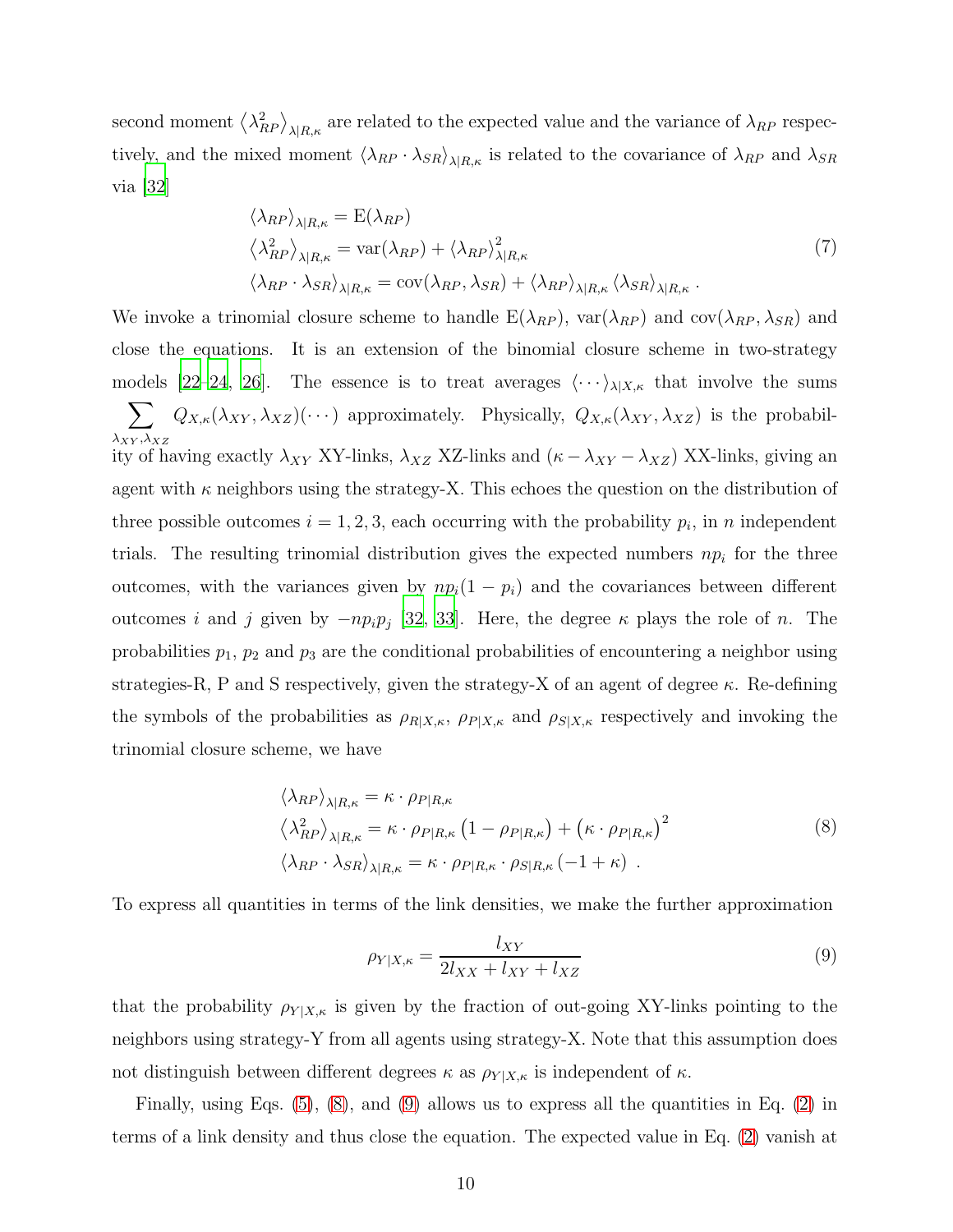second moment $\left\langle \lambda_{RP}^2 \right\rangle_{\lambda|R,\kappa}$ are related to the expected value and the variance of $\lambda_{RP}$ respectively, and the mixed moment $\left\langle \lambda_{RP} \cdot \lambda_{SR} \right\rangle_{\lambda|R,\kappa}$ is related to the covariance of $\lambda_{RP}$ and $\lambda_{SR}$ via [32]

$$
\begin{aligned}
\left\langle \lambda_{RP} \right\rangle_{\lambda|R,\kappa} &= \mathrm{E}(\lambda_{RP}) \\
\left\langle \lambda_{RP}^2 \right\rangle_{\lambda|R,\kappa} &= \mathrm{var}(\lambda_{RP}) + \left\langle \lambda_{RP} \right\rangle_{\lambda|R,\kappa}^2 \\
\left\langle \lambda_{RP} \cdot \lambda_{SR} \right\rangle_{\lambda|R,\kappa} &= \mathrm{cov}(\lambda_{RP}, \lambda_{SR}) + \left\langle \lambda_{RP} \right\rangle_{\lambda|R,\kappa} \left\langle \lambda_{SR} \right\rangle_{\lambda|R,\kappa} .
\end{aligned}
\tag{7}
$$

We invoke a trinomial closure scheme to handle $\mathrm{E}(\lambda_{RP})$, $\mathrm{var}(\lambda_{RP})$ and $\mathrm{cov}(\lambda_{RP}, \lambda_{SR})$ and close the equations. It is an extension of the binomial closure scheme in two-strategy models [22–24, 26]. The essence is to treat averages $\langle \cdots \rangle_{\lambda|X,\kappa}$ that involve the sums $\sum_{\lambda_{XY},\lambda_{XZ}} Q_{X,\kappa}(\lambda_{XY}, \lambda_{XZ})(\cdots)$ approximately. Physically, $Q_{X,\kappa}(\lambda_{XY}, \lambda_{XZ})$ is the probability of having exactly $\lambda_{XY}$ XY-links, $\lambda_{XZ}$ XZ-links and $(\kappa - \lambda_{XY} - \lambda_{XZ})$ XX-links, giving an agent with $\kappa$ neighbors using the strategy-X. This echoes the question on the distribution of three possible outcomes $i = 1, 2, 3$, each occurring with the probability $p_i$, in $n$ independent trials. The resulting trinomial distribution gives the expected numbers $np_i$ for the three outcomes, with the variances given by $np_i(1 - p_i)$ and the covariances between different outcomes $i$ and $j$ given by $-np_ip_j$ [32, 33]. Here, the degree $\kappa$ plays the role of $n$. The probabilities $p_1$, $p_2$ and $p_3$ are the conditional probabilities of encountering a neighbor using strategies-R, P and S respectively, given the strategy-X of an agent of degree $\kappa$. Re-defining the symbols of the probabilities as $\rho_{R|X,\kappa}$, $\rho_{P|X,\kappa}$ and $\rho_{S|X,\kappa}$ respectively and invoking the trinomial closure scheme, we have

$$
\begin{aligned}
\left\langle \lambda_{RP} \right\rangle_{\lambda|R,\kappa} &= \kappa \cdot \rho_{P|R,\kappa} \\
\left\langle \lambda_{RP}^2 \right\rangle_{\lambda|R,\kappa} &= \kappa \cdot \rho_{P|R,\kappa} \left(1 - \rho_{P|R,\kappa}\right) + \left(\kappa \cdot \rho_{P|R,\kappa}\right)^2 \\
\left\langle \lambda_{RP} \cdot \lambda_{SR} \right\rangle_{\lambda|R,\kappa} &= \kappa \cdot \rho_{P|R,\kappa} \cdot \rho_{S|R,\kappa} \left(-1 + \kappa\right) .
\end{aligned}
\tag{8}
$$

To express all quantities in terms of the link densities, we make the further approximation

$$
\rho_{Y|X,\kappa} = \frac{l_{XY}}{2l_{XX} + l_{XY} + l_{XZ}} \tag{9}
$$

that the probability $\rho_{Y|X,\kappa}$ is given by the fraction of out-going XY-links pointing to the neighbors using strategy-Y from all agents using strategy-X. Note that this assumption does not distinguish between different degrees $\kappa$ as $\rho_{Y|X,\kappa}$ is independent of $\kappa$.

Finally, using Eqs. (5), (8), and (9) allows us to express all the quantities in Eq. (2) in terms of a link density and thus close the equation. The expected value in Eq. (2) vanish at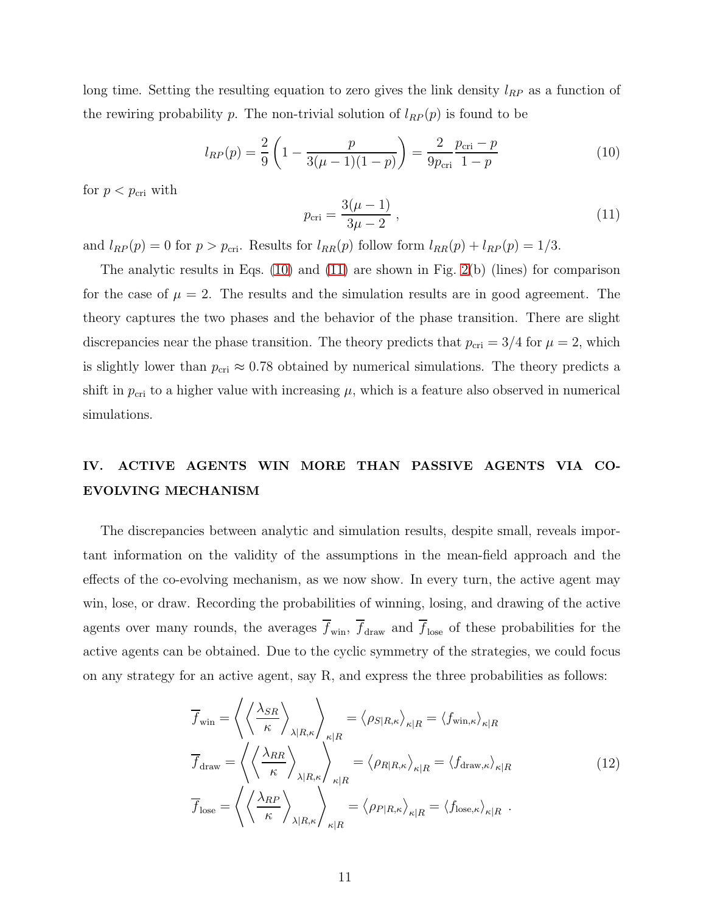long time. Setting the resulting equation to zero gives the link density $l_{RP}$ as a function of the rewiring probability $p$. The non-trivial solution of $l_{RP}(p)$ is found to be

$$l_{RP}(p) = \frac{2}{9}\left(1 - \frac{p}{3(\mu-1)(1-p)}\right) = \frac{2}{9p_{\rm cri}}\frac{p_{\rm cri}-p}{1-p} \tag{10}$$

for $p < p_{\rm cri}$ with

$$p_{\rm cri} = \frac{3(\mu-1)}{3\mu-2} , \tag{11}$$

and $l_{RP}(p) = 0$ for $p > p_{\rm cri}$. Results for $l_{RR}(p)$ follow form $l_{RR}(p) + l_{RP}(p) = 1/3$.

The analytic results in Eqs. (10) and (11) are shown in Fig. 2(b) (lines) for comparison for the case of $\mu = 2$. The results and the simulation results are in good agreement. The theory captures the two phases and the behavior of the phase transition. There are slight discrepancies near the phase transition. The theory predicts that $p_{\rm cri} = 3/4$ for $\mu = 2$, which is slightly lower than $p_{\rm cri} \approx 0.78$ obtained by numerical simulations. The theory predicts a shift in $p_{\rm cri}$ to a higher value with increasing $\mu$, which is a feature also observed in numerical simulations.

## IV. ACTIVE AGENTS WIN MORE THAN PASSIVE AGENTS VIA CO-EVOLVING MECHANISM

The discrepancies between analytic and simulation results, despite small, reveals important information on the validity of the assumptions in the mean-field approach and the effects of the co-evolving mechanism, as we now show. In every turn, the active agent may win, lose, or draw. Recording the probabilities of winning, losing, and drawing of the active agents over many rounds, the averages $\overline{f}_{\rm win}$, $\overline{f}_{\rm draw}$ and $\overline{f}_{\rm lose}$ of these probabilities for the active agents can be obtained. Due to the cyclic symmetry of the strategies, we could focus on any strategy for an active agent, say R, and express the three probabilities as follows:

$$\begin{aligned}
\overline{f}_{\rm win} &= \left\langle \left\langle \frac{\lambda_{SR}}{\kappa} \right\rangle_{\lambda|R,\kappa} \right\rangle_{\kappa|R} = \left\langle \rho_{S|R,\kappa} \right\rangle_{\kappa|R} = \left\langle f_{{\rm win},\kappa} \right\rangle_{\kappa|R} \\
\overline{f}_{\rm draw} &= \left\langle \left\langle \frac{\lambda_{RR}}{\kappa} \right\rangle_{\lambda|R,\kappa} \right\rangle_{\kappa|R} = \left\langle \rho_{R|R,\kappa} \right\rangle_{\kappa|R} = \left\langle f_{{\rm draw},\kappa} \right\rangle_{\kappa|R} \\
\overline{f}_{\rm lose} &= \left\langle \left\langle \frac{\lambda_{RP}}{\kappa} \right\rangle_{\lambda|R,\kappa} \right\rangle_{\kappa|R} = \left\langle \rho_{P|R,\kappa} \right\rangle_{\kappa|R} = \left\langle f_{{\rm lose},\kappa} \right\rangle_{\kappa|R} \ .
\end{aligned} \tag{12}$$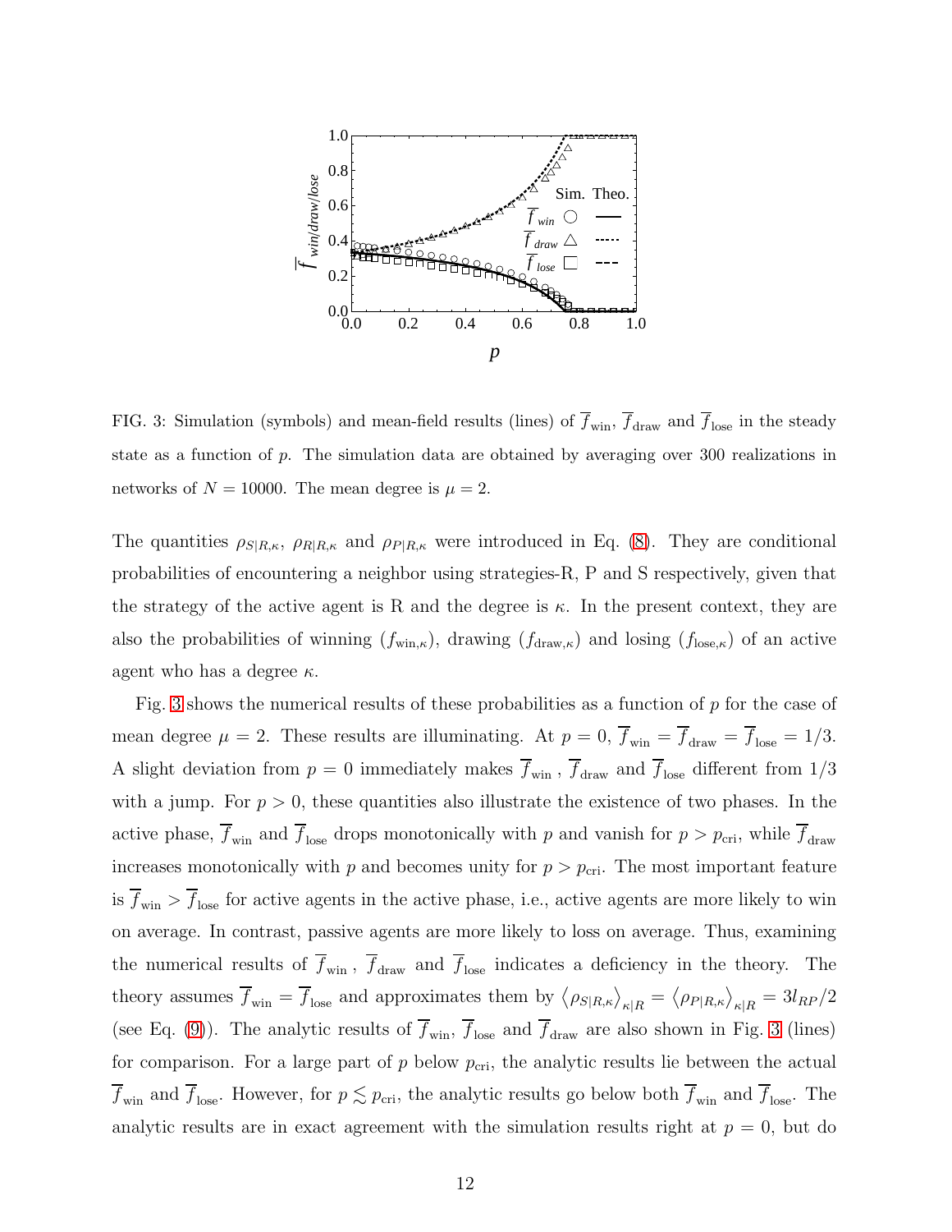FIG. 3: Simulation (symbols) and mean-field results (lines) of $\overline{f}_{\rm win}$, $\overline{f}_{\rm draw}$ and $\overline{f}_{\rm lose}$ in the steady state as a function of $p$. The simulation data are obtained by averaging over 300 realizations in networks of $N = 10000$. The mean degree is $\mu = 2$.

The quantities $\rho_{S|R,\kappa}$, $\rho_{R|R,\kappa}$ and $\rho_{P|R,\kappa}$ were introduced in Eq. (8). They are conditional probabilities of encountering a neighbor using strategies-R, P and S respectively, given that the strategy of the active agent is R and the degree is $\kappa$. In the present context, they are also the probabilities of winning ($f_{\rm win,\kappa}$), drawing ($f_{\rm draw,\kappa}$) and losing ($f_{\rm lose,\kappa}$) of an active agent who has a degree $\kappa$.

Fig. 3 shows the numerical results of these probabilities as a function of $p$ for the case of mean degree $\mu = 2$. These results are illuminating. At $p = 0$, $\overline{f}_{\rm win} = \overline{f}_{\rm draw} = \overline{f}_{\rm lose} = 1/3$. A slight deviation from $p = 0$ immediately makes $\overline{f}_{\rm win}$ , $\overline{f}_{\rm draw}$ and $\overline{f}_{\rm lose}$ different from 1/3 with a jump. For $p > 0$, these quantities also illustrate the existence of two phases. In the active phase, $\overline{f}_{\rm win}$ and $\overline{f}_{\rm lose}$ drops monotonically with $p$ and vanish for $p > p_{\rm cri}$, while $\overline{f}_{\rm draw}$ increases monotonically with $p$ and becomes unity for $p > p_{\rm cri}$. The most important feature is $\overline{f}_{\rm win} > \overline{f}_{\rm lose}$ for active agents in the active phase, i.e., active agents are more likely to win on average. In contrast, passive agents are more likely to loss on average. Thus, examining the numerical results of $\overline{f}_{\rm win}$ , $\overline{f}_{\rm draw}$ and $\overline{f}_{\rm lose}$ indicates a deficiency in the theory. The theory assumes $\overline{f}_{\rm win} = \overline{f}_{\rm lose}$ and approximates them by $\left\langle \rho_{S|R,\kappa} \right\rangle_{\kappa|R} = \left\langle \rho_{P|R,\kappa} \right\rangle_{\kappa|R} = 3l_{RP}/2$ (see Eq. (9)). The analytic results of $\overline{f}_{\rm win}$, $\overline{f}_{\rm lose}$ and $\overline{f}_{\rm draw}$ are also shown in Fig. 3 (lines) for comparison. For a large part of $p$ below $p_{\rm cri}$, the analytic results lie between the actual $\overline{f}_{\rm win}$ and $\overline{f}_{\rm lose}$. However, for $p \lesssim p_{\rm cri}$, the analytic results go below both $\overline{f}_{\rm win}$ and $\overline{f}_{\rm lose}$. The analytic results are in exact agreement with the simulation results right at $p = 0$, but do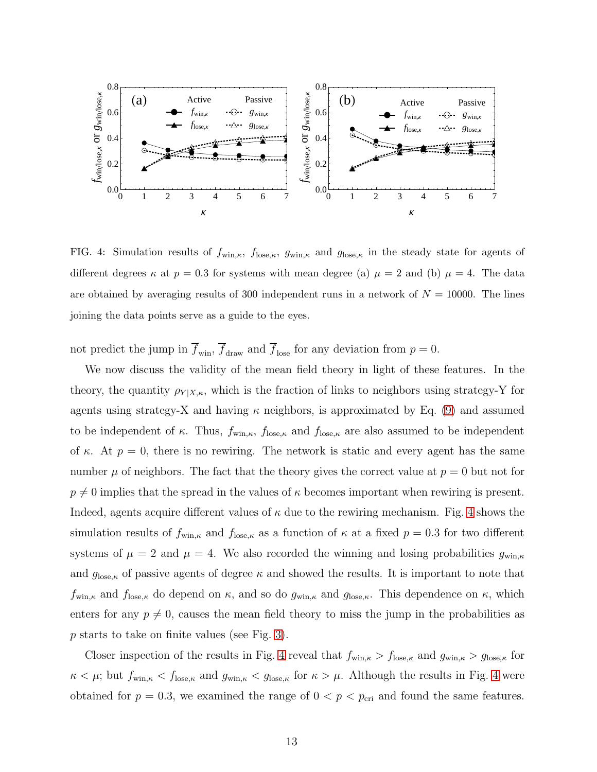FIG. 4: Simulation results of $f_{\mathrm{win},\kappa}$, $f_{\mathrm{lose},\kappa}$, $g_{\mathrm{win},\kappa}$ and $g_{\mathrm{lose},\kappa}$ in the steady state for agents of different degrees $\kappa$ at $p = 0.3$ for systems with mean degree (a) $\mu = 2$ and (b) $\mu = 4$. The data are obtained by averaging results of 300 independent runs in a network of $N = 10000$. The lines joining the data points serve as a guide to the eyes.

not predict the jump in $\overline{f}_{\mathrm{win}}$, $\overline{f}_{\mathrm{draw}}$ and $\overline{f}_{\mathrm{lose}}$ for any deviation from $p = 0$.

We now discuss the validity of the mean field theory in light of these features. In the theory, the quantity $\rho_{Y|X,\kappa}$, which is the fraction of links to neighbors using strategy-Y for agents using strategy-X and having $\kappa$ neighbors, is approximated by Eq. (9) and assumed to be independent of $\kappa$. Thus, $f_{\mathrm{win},\kappa}$, $f_{\mathrm{lose},\kappa}$ and $f_{\mathrm{lose},\kappa}$ are also assumed to be independent of $\kappa$. At $p = 0$, there is no rewiring. The network is static and every agent has the same number $\mu$ of neighbors. The fact that the theory gives the correct value at $p = 0$ but not for $p \neq 0$ implies that the spread in the values of $\kappa$ becomes important when rewiring is present. Indeed, agents acquire different values of $\kappa$ due to the rewiring mechanism. Fig. 4 shows the simulation results of $f_{\mathrm{win},\kappa}$ and $f_{\mathrm{lose},\kappa}$ as a function of $\kappa$ at a fixed $p = 0.3$ for two different systems of $\mu = 2$ and $\mu = 4$. We also recorded the winning and losing probabilities $g_{\mathrm{win},\kappa}$ and $g_{\mathrm{lose},\kappa}$ of passive agents of degree $\kappa$ and showed the results. It is important to note that $f_{\mathrm{win},\kappa}$ and $f_{\mathrm{lose},\kappa}$ do depend on $\kappa$, and so do $g_{\mathrm{win},\kappa}$ and $g_{\mathrm{lose},\kappa}$. This dependence on $\kappa$, which enters for any $p \neq 0$, causes the mean field theory to miss the jump in the probabilities as $p$ starts to take on finite values (see Fig. 3).

Closer inspection of the results in Fig. 4 reveal that $f_{\mathrm{win},\kappa} > f_{\mathrm{lose},\kappa}$ and $g_{\mathrm{win},\kappa} > g_{\mathrm{lose},\kappa}$ for $\kappa < \mu$; but $f_{\mathrm{win},\kappa} < f_{\mathrm{lose},\kappa}$ and $g_{\mathrm{win},\kappa} < g_{\mathrm{lose},\kappa}$ for $\kappa > \mu$. Although the results in Fig. 4 were obtained for $p = 0.3$, we examined the range of $0 < p < p_{\mathrm{cri}}$ and found the same features.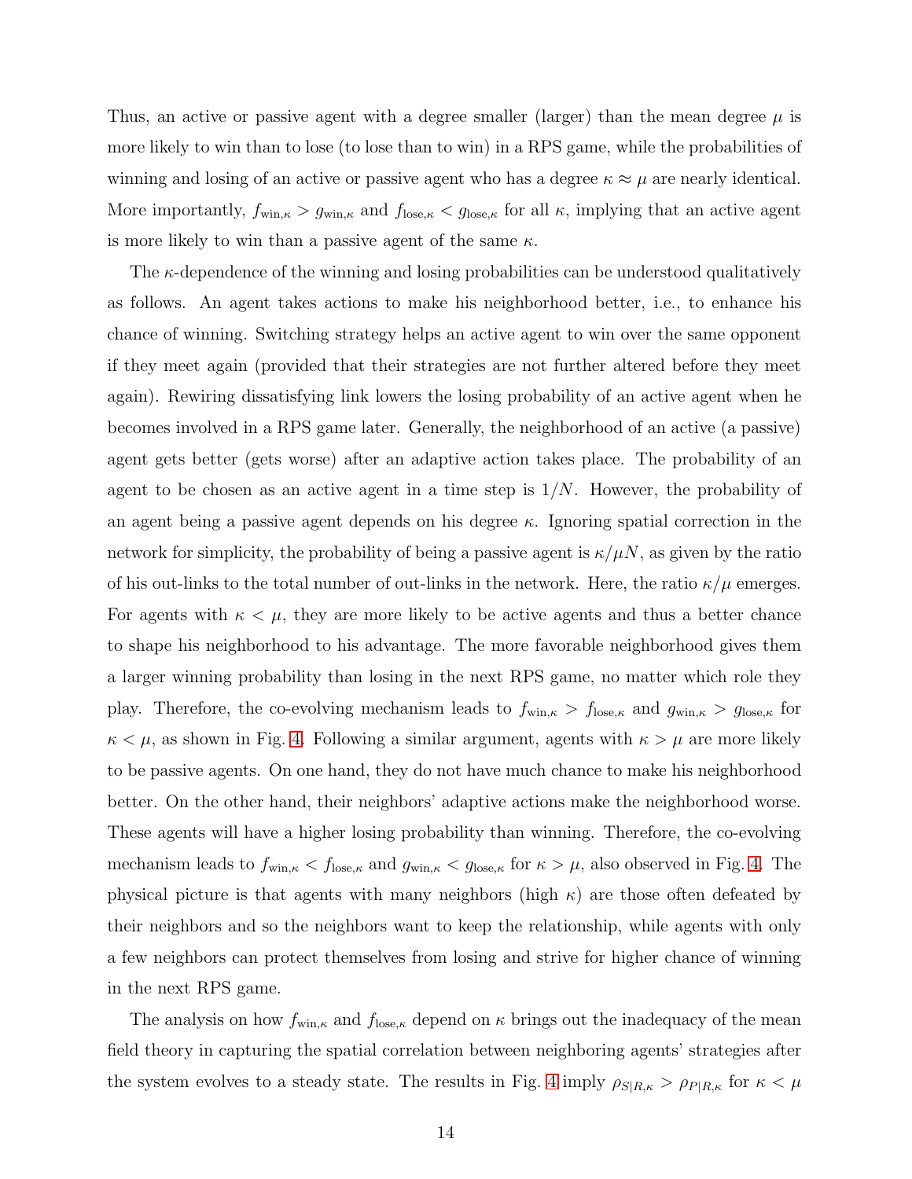Thus, an active or passive agent with a degree smaller (larger) than the mean degree $\mu$ is more likely to win than to lose (to lose than to win) in a RPS game, while the probabilities of winning and losing of an active or passive agent who has a degree $\kappa \approx \mu$ are nearly identical. More importantly, $f_{\mathrm{win},\kappa} > g_{\mathrm{win},\kappa}$ and $f_{\mathrm{lose},\kappa} < g_{\mathrm{lose},\kappa}$ for all $\kappa$, implying that an active agent is more likely to win than a passive agent of the same $\kappa$.

The $\kappa$-dependence of the winning and losing probabilities can be understood qualitatively as follows. An agent takes actions to make his neighborhood better, i.e., to enhance his chance of winning. Switching strategy helps an active agent to win over the same opponent if they meet again (provided that their strategies are not further altered before they meet again). Rewiring dissatisfying link lowers the losing probability of an active agent when he becomes involved in a RPS game later. Generally, the neighborhood of an active (a passive) agent gets better (gets worse) after an adaptive action takes place. The probability of an agent to be chosen as an active agent in a time step is $1/N$. However, the probability of an agent being a passive agent depends on his degree $\kappa$. Ignoring spatial correction in the network for simplicity, the probability of being a passive agent is $\kappa/\mu N$, as given by the ratio of his out-links to the total number of out-links in the network. Here, the ratio $\kappa/\mu$ emerges. For agents with $\kappa < \mu$, they are more likely to be active agents and thus a better chance to shape his neighborhood to his advantage. The more favorable neighborhood gives them a larger winning probability than losing in the next RPS game, no matter which role they play. Therefore, the co-evolving mechanism leads to $f_{\mathrm{win},\kappa} > f_{\mathrm{lose},\kappa}$ and $g_{\mathrm{win},\kappa} > g_{\mathrm{lose},\kappa}$ for $\kappa < \mu$, as shown in Fig. 4. Following a similar argument, agents with $\kappa > \mu$ are more likely to be passive agents. On one hand, they do not have much chance to make his neighborhood better. On the other hand, their neighbors' adaptive actions make the neighborhood worse. These agents will have a higher losing probability than winning. Therefore, the co-evolving mechanism leads to $f_{\mathrm{win},\kappa} < f_{\mathrm{lose},\kappa}$ and $g_{\mathrm{win},\kappa} < g_{\mathrm{lose},\kappa}$ for $\kappa > \mu$, also observed in Fig. 4. The physical picture is that agents with many neighbors (high $\kappa$) are those often defeated by their neighbors and so the neighbors want to keep the relationship, while agents with only a few neighbors can protect themselves from losing and strive for higher chance of winning in the next RPS game.

The analysis on how $f_{\mathrm{win},\kappa}$ and $f_{\mathrm{lose},\kappa}$ depend on $\kappa$ brings out the inadequacy of the mean field theory in capturing the spatial correlation between neighboring agents' strategies after the system evolves to a steady state. The results in Fig. 4 imply $\rho_{S|R,\kappa} > \rho_{P|R,\kappa}$ for $\kappa < \mu$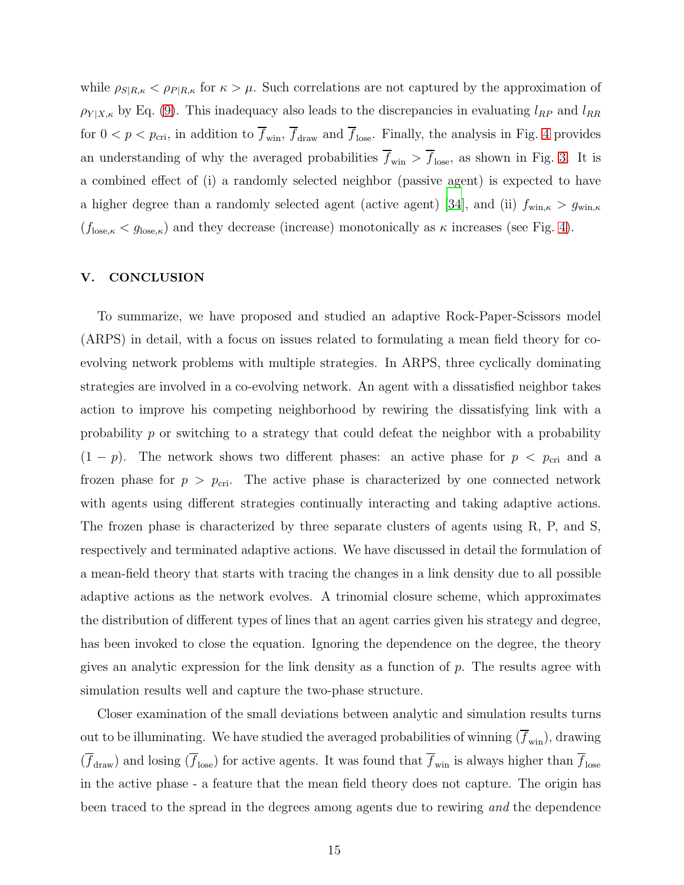while $\rho_{S|R,\kappa} < \rho_{P|R,\kappa}$ for $\kappa > \mu$. Such correlations are not captured by the approximation of $\rho_{Y|X,\kappa}$ by Eq. (9). This inadequacy also leads to the discrepancies in evaluating $l_{RP}$ and $l_{RR}$ for $0 < p < p_{\rm cri}$, in addition to $\overline{f}_{\rm win}$, $\overline{f}_{\rm draw}$ and $\overline{f}_{\rm lose}$. Finally, the analysis in Fig. 4 provides an understanding of why the averaged probabilities $\overline{f}_{\rm win} > \overline{f}_{\rm lose}$, as shown in Fig. 3. It is a combined effect of (i) a randomly selected neighbor (passive agent) is expected to have a higher degree than a randomly selected agent (active agent) [34], and (ii) $f_{{\rm win},\kappa} > g_{{\rm win},\kappa}$ ($f_{{\rm lose},\kappa} < g_{{\rm lose},\kappa}$) and they decrease (increase) monotonically as $\kappa$ increases (see Fig. 4).

## V. CONCLUSION

To summarize, we have proposed and studied an adaptive Rock-Paper-Scissors model (ARPS) in detail, with a focus on issues related to formulating a mean field theory for co-evolving network problems with multiple strategies. In ARPS, three cyclically dominating strategies are involved in a co-evolving network. An agent with a dissatisfied neighbor takes action to improve his competing neighborhood by rewiring the dissatisfying link with a probability $p$ or switching to a strategy that could defeat the neighbor with a probability $(1 - p)$. The network shows two different phases: an active phase for $p < p_{\rm cri}$ and a frozen phase for $p > p_{\rm cri}$. The active phase is characterized by one connected network with agents using different strategies continually interacting and taking adaptive actions. The frozen phase is characterized by three separate clusters of agents using R, P, and S, respectively and terminated adaptive actions. We have discussed in detail the formulation of a mean-field theory that starts with tracing the changes in a link density due to all possible adaptive actions as the network evolves. A trinomial closure scheme, which approximates the distribution of different types of lines that an agent carries given his strategy and degree, has been invoked to close the equation. Ignoring the dependence on the degree, the theory gives an analytic expression for the link density as a function of $p$. The results agree with simulation results well and capture the two-phase structure.

Closer examination of the small deviations between analytic and simulation results turns out to be illuminating. We have studied the averaged probabilities of winning ($\overline{f}_{\rm win}$), drawing ($\overline{f}_{\rm draw}$) and losing ($\overline{f}_{\rm lose}$) for active agents. It was found that $\overline{f}_{\rm win}$ is always higher than $\overline{f}_{\rm lose}$ in the active phase - a feature that the mean field theory does not capture. The origin has been traced to the spread in the degrees among agents due to rewiring *and* the dependence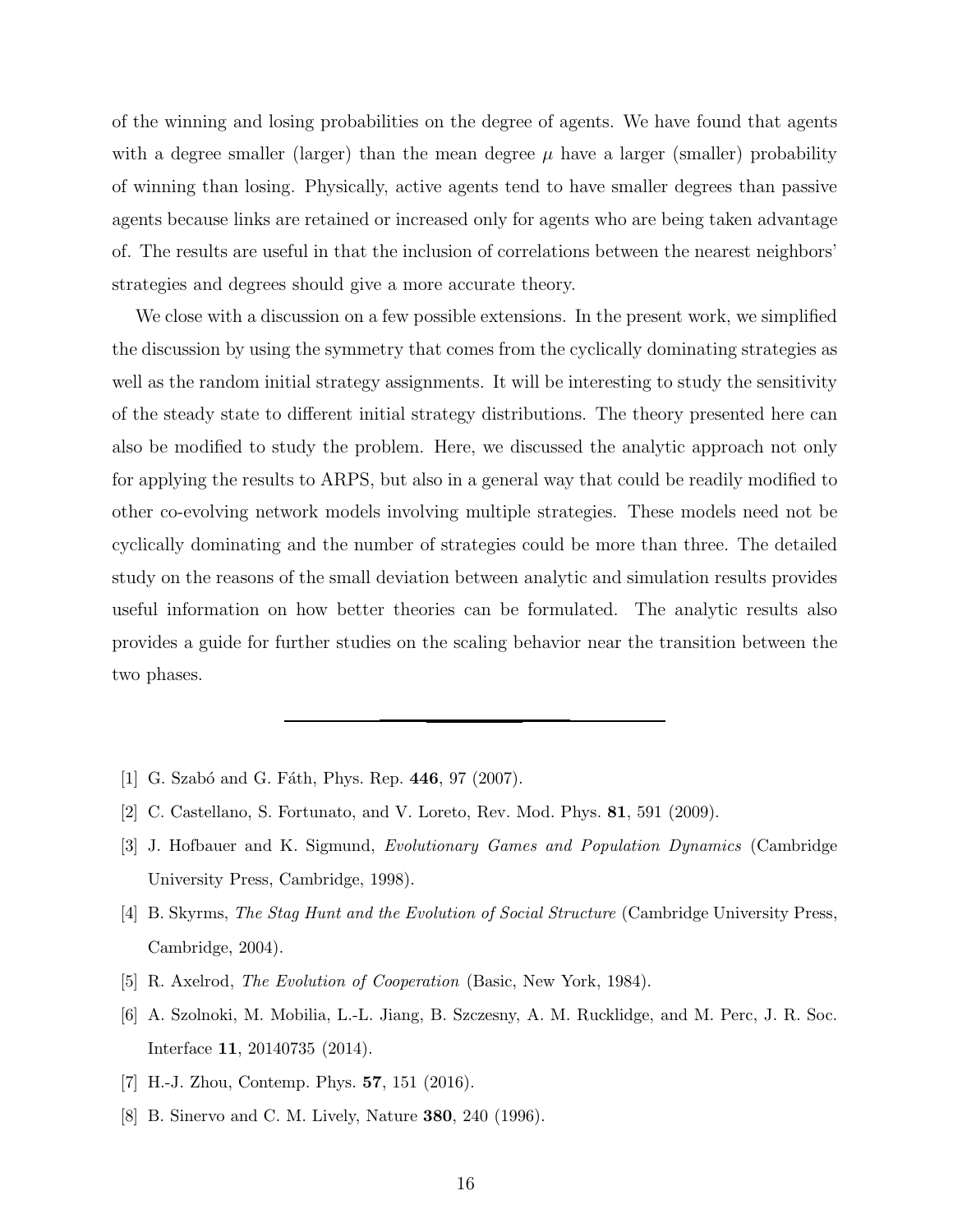of the winning and losing probabilities on the degree of agents. We have found that agents with a degree smaller (larger) than the mean degree $\mu$ have a larger (smaller) probability of winning than losing. Physically, active agents tend to have smaller degrees than passive agents because links are retained or increased only for agents who are being taken advantage of. The results are useful in that the inclusion of correlations between the nearest neighbors' strategies and degrees should give a more accurate theory.

We close with a discussion on a few possible extensions. In the present work, we simplified the discussion by using the symmetry that comes from the cyclically dominating strategies as well as the random initial strategy assignments. It will be interesting to study the sensitivity of the steady state to different initial strategy distributions. The theory presented here can also be modified to study the problem. Here, we discussed the analytic approach not only for applying the results to ARPS, but also in a general way that could be readily modified to other co-evolving network models involving multiple strategies. These models need not be cyclically dominating and the number of strategies could be more than three. The detailed study on the reasons of the small deviation between analytic and simulation results provides useful information on how better theories can be formulated. The analytic results also provides a guide for further studies on the scaling behavior near the transition between the two phases.

---

[1] G. Szabó and G. Fáth, Phys. Rep. **446**, 97 (2007).

[2] C. Castellano, S. Fortunato, and V. Loreto, Rev. Mod. Phys. **81**, 591 (2009).

[3] J. Hofbauer and K. Sigmund, *Evolutionary Games and Population Dynamics* (Cambridge University Press, Cambridge, 1998).

[4] B. Skyrms, *The Stag Hunt and the Evolution of Social Structure* (Cambridge University Press, Cambridge, 2004).

[5] R. Axelrod, *The Evolution of Cooperation* (Basic, New York, 1984).

[6] A. Szolnoki, M. Mobilia, L.-L. Jiang, B. Szczesny, A. M. Rucklidge, and M. Perc, J. R. Soc. Interface **11**, 20140735 (2014).

[7] H.-J. Zhou, Contemp. Phys. **57**, 151 (2016).

[8] B. Sinervo and C. M. Lively, Nature **380**, 240 (1996).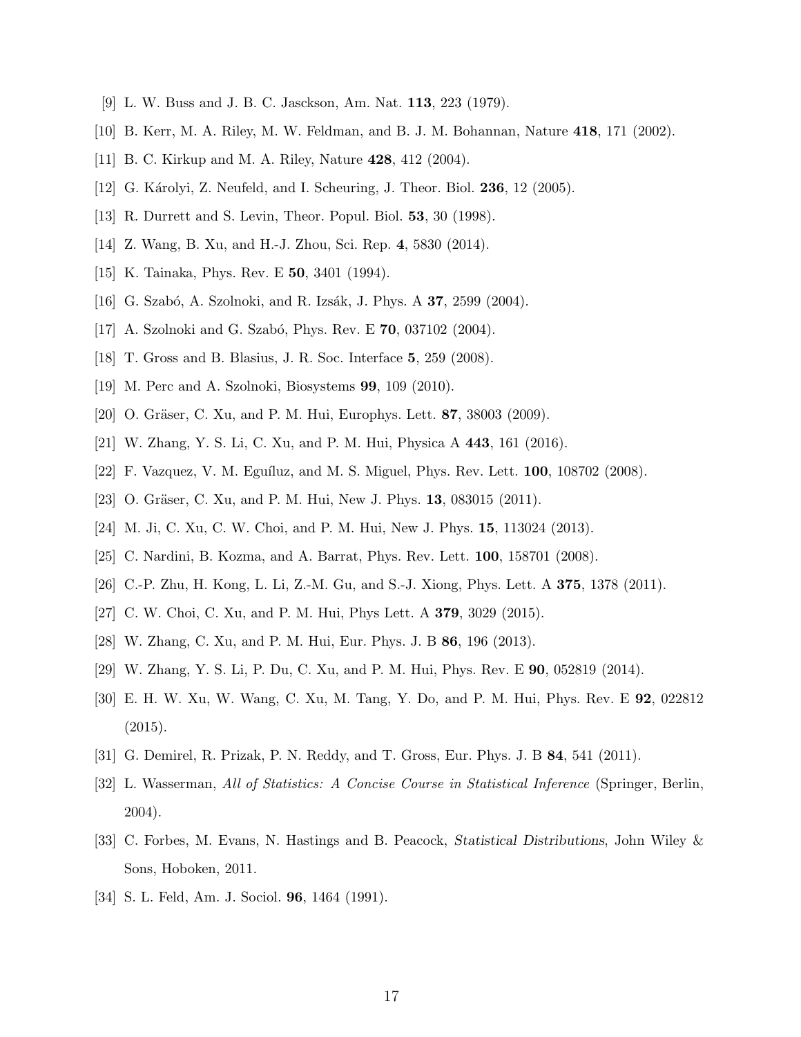[9] L. W. Buss and J. B. C. Jasckson, Am. Nat. **113**, 223 (1979).

[10] B. Kerr, M. A. Riley, M. W. Feldman, and B. J. M. Bohannan, Nature **418**, 171 (2002).

[11] B. C. Kirkup and M. A. Riley, Nature **428**, 412 (2004).

[12] G. Károlyi, Z. Neufeld, and I. Scheuring, J. Theor. Biol. **236**, 12 (2005).

[13] R. Durrett and S. Levin, Theor. Popul. Biol. **53**, 30 (1998).

[14] Z. Wang, B. Xu, and H.-J. Zhou, Sci. Rep. **4**, 5830 (2014).

[15] K. Tainaka, Phys. Rev. E **50**, 3401 (1994).

[16] G. Szabó, A. Szolnoki, and R. Izsák, J. Phys. A **37**, 2599 (2004).

[17] A. Szolnoki and G. Szabó, Phys. Rev. E **70**, 037102 (2004).

[18] T. Gross and B. Blasius, J. R. Soc. Interface **5**, 259 (2008).

[19] M. Perc and A. Szolnoki, Biosystems **99**, 109 (2010).

[20] O. Gräser, C. Xu, and P. M. Hui, Europhys. Lett. **87**, 38003 (2009).

[21] W. Zhang, Y. S. Li, C. Xu, and P. M. Hui, Physica A **443**, 161 (2016).

[22] F. Vazquez, V. M. Eguíluz, and M. S. Miguel, Phys. Rev. Lett. **100**, 108702 (2008).

[23] O. Gräser, C. Xu, and P. M. Hui, New J. Phys. **13**, 083015 (2011).

[24] M. Ji, C. Xu, C. W. Choi, and P. M. Hui, New J. Phys. **15**, 113024 (2013).

[25] C. Nardini, B. Kozma, and A. Barrat, Phys. Rev. Lett. **100**, 158701 (2008).

[26] C.-P. Zhu, H. Kong, L. Li, Z.-M. Gu, and S.-J. Xiong, Phys. Lett. A **375**, 1378 (2011).

[27] C. W. Choi, C. Xu, and P. M. Hui, Phys Lett. A **379**, 3029 (2015).

[28] W. Zhang, C. Xu, and P. M. Hui, Eur. Phys. J. B **86**, 196 (2013).

[29] W. Zhang, Y. S. Li, P. Du, C. Xu, and P. M. Hui, Phys. Rev. E **90**, 052819 (2014).

[30] E. H. W. Xu, W. Wang, C. Xu, M. Tang, Y. Do, and P. M. Hui, Phys. Rev. E **92**, 022812 (2015).

[31] G. Demirel, R. Prizak, P. N. Reddy, and T. Gross, Eur. Phys. J. B **84**, 541 (2011).

[32] L. Wasserman, *All of Statistics: A Concise Course in Statistical Inference* (Springer, Berlin, 2004).

[33] C. Forbes, M. Evans, N. Hastings and B. Peacock, *Statistical Distributions*, John Wiley & Sons, Hoboken, 2011.

[34] S. L. Feld, Am. J. Sociol. **96**, 1464 (1991).